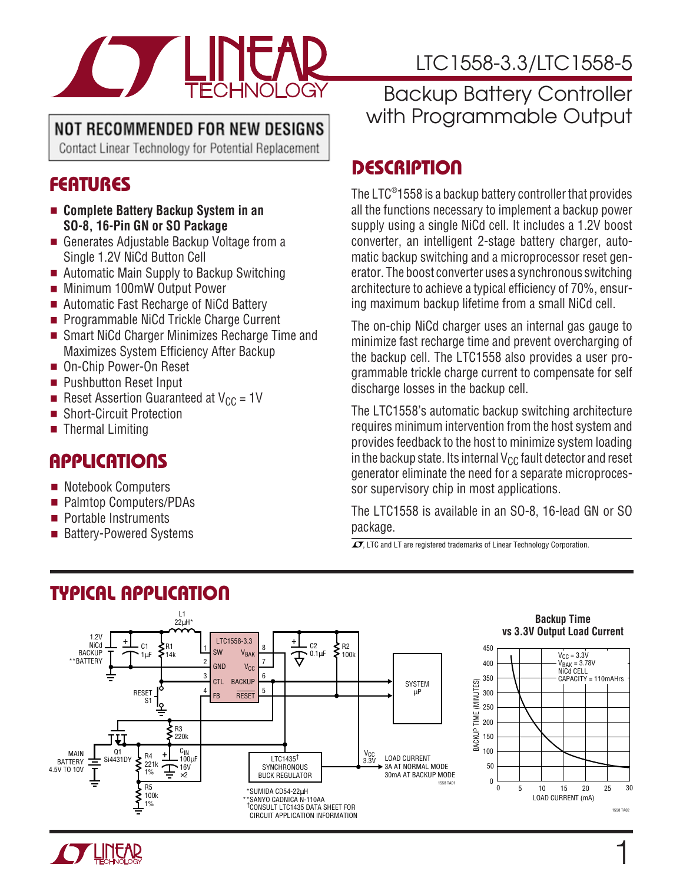# LTC1558-3.3/LTC1558-5

## Backup Battery Controller with Programmable Output

**NOT RECOMMENDED FOR NEW DESIGNS**
Contact Linear Technology for Potential Replacement

## FEATURES

- **Complete Battery Backup System in an SO-8, 16-Pin GN or SO Package**
- Generates Adjustable Backup Voltage from a Single 1.2V NiCd Button Cell
- Automatic Main Supply to Backup Switching
- Minimum 100mW Output Power
- Automatic Fast Recharge of NiCd Battery
- Programmable NiCd Trickle Charge Current
- Smart NiCd Charger Minimizes Recharge Time and Maximizes System Efficiency After Backup
- On-Chip Power-On Reset
- Pushbutton Reset Input
- Reset Assertion Guaranteed at $V_{CC}$ = 1V
- Short-Circuit Protection
- Thermal Limiting

## APPLICATIONS

- Notebook Computers
- Palmtop Computers/PDAs
- Portable Instruments
- Battery-Powered Systems

## DESCRIPTION

The LTC®1558 is a backup battery controller that provides all the functions necessary to implement a backup power supply using a single NiCd cell. It includes a 1.2V boost converter, an intelligent 2-stage battery charger, automatic backup switching and a microprocessor reset generator. The boost converter uses a synchronous switching architecture to achieve a typical efficiency of 70%, ensuring maximum backup lifetime from a small NiCd cell.

The on-chip NiCd charger uses an internal gas gauge to minimize fast recharge time and prevent overcharging of the backup cell. The LTC1558 also provides a user programmable trickle charge current to compensate for self discharge losses in the backup cell.

The LTC1558's automatic backup switching architecture requires minimum intervention from the host system and provides feedback to the host to minimize system loading in the backup state. Its internal $V_{CC}$ fault detector and reset generator eliminate the need for a separate microprocessor supervisory chip in most applications.

The LTC1558 is available in an SO-8, 16-lead GN or SO package.

LTC and LT are registered trademarks of Linear Technology Corporation.

## TYPICAL APPLICATION

*SUMIDA CD54-22µH
**SANYO CADNICA N-110AA
†CONSULT LTC1435 DATA SHEET FOR CIRCUIT APPLICATION INFORMATION

**Backup Time vs 3.3V Output Load Current**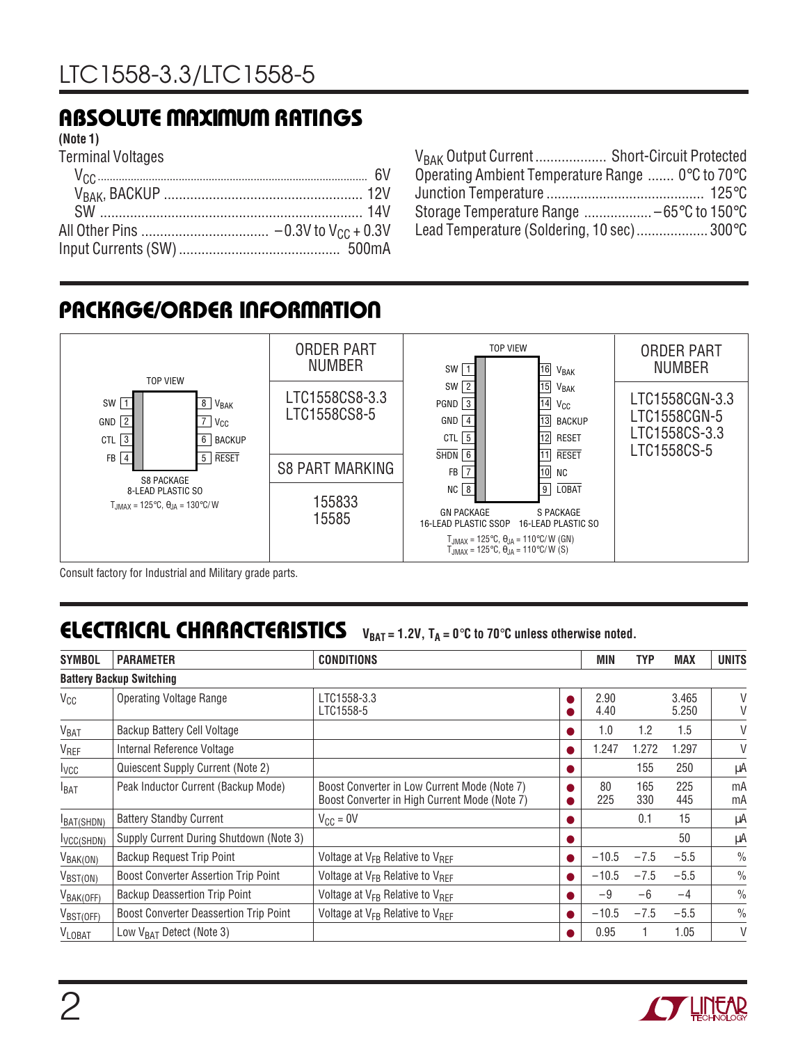## ABSOLUTE MAXIMUM RATINGS

**(Note 1)**

Terminal Voltages

- $V_{CC}$ .......... 6V
- $V_{BAK}$, BACKUP .......... 12V
- SW .......... 14V

All Other Pins .......... –0.3V to $V_{CC}$ + 0.3V

Input Currents (SW) .......... 500mA

$V_{BAK}$ Output Current .......... Short-Circuit Protected

Operating Ambient Temperature Range .......... 0°C to 70°C

Junction Temperature .......... 125°C

Storage Temperature Range .......... –65°C to 150°C

Lead Temperature (Soldering, 10 sec) .......... 300°C

## PACKAGE/ORDER INFORMATION

| S8 Package (Top View) | ORDER PART NUMBER | GN/S Package (Top View) | ORDER PART NUMBER |
|---|---|---|---|
| Pin 1: SW, Pin 2: GND, Pin 3: CTL, Pin 4: FB, Pin 5: RESET (overbar), Pin 6: BACKUP, Pin 7: $V_{CC}$, Pin 8: $V_{BAK}$ | LTC1558CS8-3.3<br>LTC1558CS8-5 | Pin 1: SW, Pin 2: SW, Pin 3: PGND, Pin 4: GND, Pin 5: CTL, Pin 6: SHDN (overbar), Pin 7: FB, Pin 8: NC, Pin 9: LOBAT (overbar), Pin 10: NC, Pin 11: RESET (overbar), Pin 12: RESET, Pin 13: BACKUP, Pin 14: $V_{CC}$, Pin 15: $V_{BAK}$, Pin 16: $V_{BAK}$ | LTC1558CGN-3.3<br>LTC1558CGN-5<br>LTC1558CS-3.3<br>LTC1558CS-5 |
| S8 PACKAGE<br>8-LEAD PLASTIC SO<br>$T_{JMAX}$ = 125°C, $\theta_{JA}$ = 130°C/W | S8 PART MARKING<br>155833<br>15585 | GN PACKAGE 16-LEAD PLASTIC SSOP<br>S PACKAGE 16-LEAD PLASTIC SO<br>$T_{JMAX}$ = 125°C, $\theta_{JA}$ = 110°C/W (GN)<br>$T_{JMAX}$ = 125°C, $\theta_{JA}$ = 110°C/W (S) | |

Consult factory for Industrial and Military grade parts.

## ELECTRICAL CHARACTERISTICS

**$V_{BAT}$ = 1.2V, $T_A$ = 0°C to 70°C unless otherwise noted.**

| SYMBOL | PARAMETER | CONDITIONS | | MIN | TYP | MAX | UNITS |
|---|---|---|---|---|---|---|---|
| **Battery Backup Switching** | | | | | | | |
| $V_{CC}$ | Operating Voltage Range | LTC1558-3.3<br>LTC1558-5 | ●<br>● | 2.90<br>4.40 | | 3.465<br>5.250 | V<br>V |
| $V_{BAT}$ | Backup Battery Cell Voltage | | ● | 1.0 | 1.2 | 1.5 | V |
| $V_{REF}$ | Internal Reference Voltage | | ● | 1.247 | 1.272 | 1.297 | V |
| $I_{VCC}$ | Quiescent Supply Current (Note 2) | | ● | | 155 | 250 | µA |
| $I_{BAT}$ | Peak Inductor Current (Backup Mode) | Boost Converter in Low Current Mode (Note 7)<br>Boost Converter in High Current Mode (Note 7) | ●<br>● | 80<br>225 | 165<br>330 | 225<br>445 | mA<br>mA |
| $I_{BAT(SHDN)}$ | Battery Standby Current | $V_{CC}$ = 0V | ● | | 0.1 | 15 | µA |
| $I_{VCC(SHDN)}$ | Supply Current During Shutdown (Note 3) | | ● | | | 50 | µA |
| $V_{BAK(ON)}$ | Backup Request Trip Point | Voltage at $V_{FB}$ Relative to $V_{REF}$ | ● | –10.5 | –7.5 | –5.5 | % |
| $V_{BST(ON)}$ | Boost Converter Assertion Trip Point | Voltage at $V_{FB}$ Relative to $V_{REF}$ | ● | –10.5 | –7.5 | –5.5 | % |
| $V_{BAK(OFF)}$ | Backup Deassertion Trip Point | Voltage at $V_{FB}$ Relative to $V_{REF}$ | ● | –9 | –6 | –4 | % |
| $V_{BST(OFF)}$ | Boost Converter Deassertion Trip Point | Voltage at $V_{FB}$ Relative to $V_{REF}$ | ● | –10.5 | –7.5 | –5.5 | % |
| $V_{LOBAT}$ | Low $V_{BAT}$ Detect (Note 3) | | ● | 0.95 | 1 | 1.05 | V |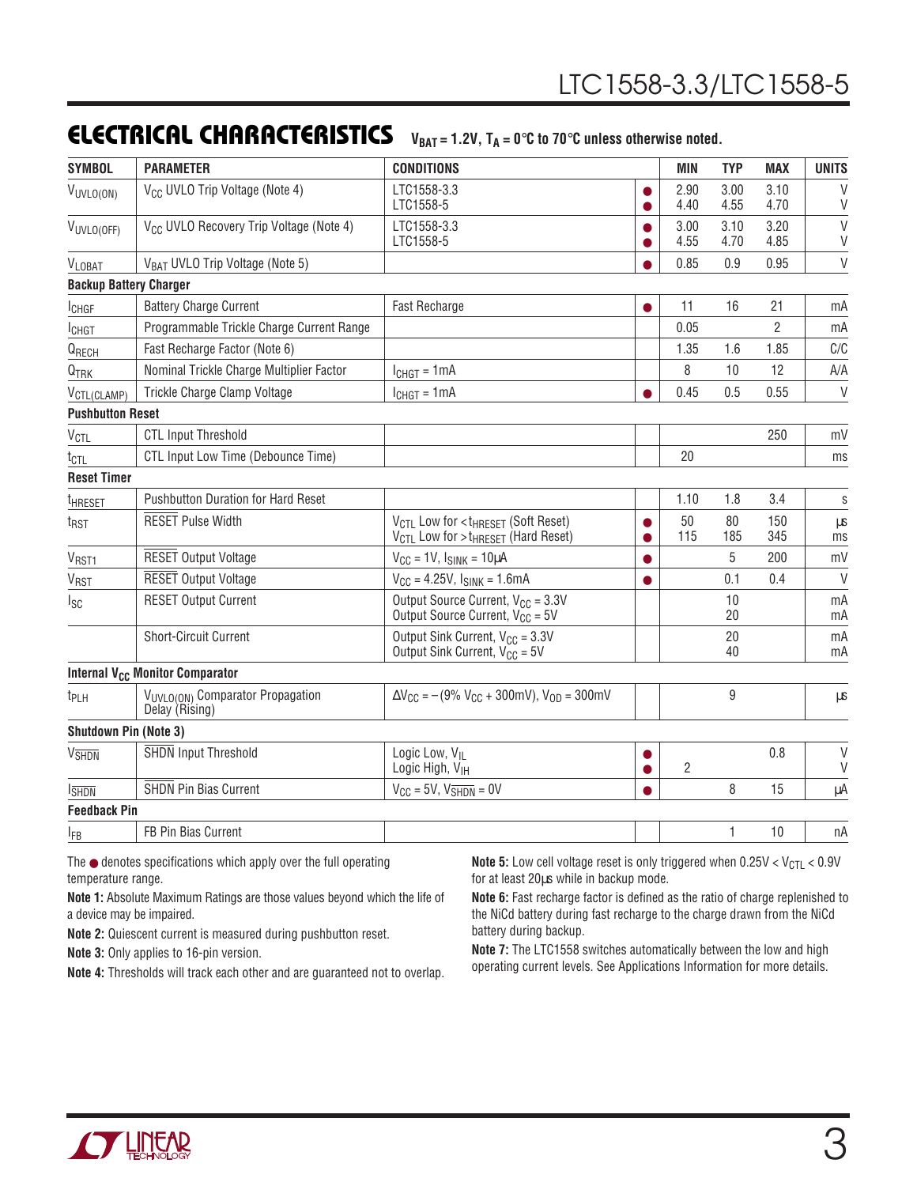## ELECTRICAL CHARACTERISTICS $V_{BAT} = 1.2V$, $T_A = 0°C$ to $70°C$ unless otherwise noted.

| SYMBOL | PARAMETER | CONDITIONS | | MIN | TYP | MAX | UNITS |
|---|---|---|---|---|---|---|---|
| $V_{UVLO(ON)}$ | $V_{CC}$ UVLO Trip Voltage (Note 4) | LTC1558-3.3<br>LTC1558-5 | ●<br>● | 2.90<br>4.40 | 3.00<br>4.55 | 3.10<br>4.70 | V<br>V |
| $V_{UVLO(OFF)}$ | $V_{CC}$ UVLO Recovery Trip Voltage (Note 4) | LTC1558-3.3<br>LTC1558-5 | ●<br>● | 3.00<br>4.55 | 3.10<br>4.70 | 3.20<br>4.85 | V<br>V |
| $V_{LOBAT}$ | $V_{BAT}$ UVLO Trip Voltage (Note 5) | | ● | 0.85 | 0.9 | 0.95 | V |
| **Backup Battery Charger** | | | | | | | |
| $I_{CHGF}$ | Battery Charge Current | Fast Recharge | ● | 11 | 16 | 21 | mA |
| $I_{CHGT}$ | Programmable Trickle Charge Current Range | | | 0.05 | | 2 | mA |
| $Q_{RECH}$ | Fast Recharge Factor (Note 6) | | | 1.35 | 1.6 | 1.85 | C/C |
| $Q_{TRK}$ | Nominal Trickle Charge Multiplier Factor | $I_{CHGT} = 1mA$ | | 8 | 10 | 12 | A/A |
| $V_{CTL(CLAMP)}$ | Trickle Charge Clamp Voltage | $I_{CHGT} = 1mA$ | ● | 0.45 | 0.5 | 0.55 | V |
| **Pushbutton Reset** | | | | | | | |
| $V_{CTL}$ | CTL Input Threshold | | | | | 250 | mV |
| $t_{CTL}$ | CTL Input Low Time (Debounce Time) | | | 20 | | | ms |
| **Reset Timer** | | | | | | | |
| $t_{HRESET}$ | Pushbutton Duration for Hard Reset | | | 1.10 | 1.8 | 3.4 | s |
| $t_{RST}$ | $\overline{RESET}$ Pulse Width | $V_{CTL}$ Low for $< t_{HRESET}$ (Soft Reset)<br>$V_{CTL}$ Low for $> t_{HRESET}$ (Hard Reset) | ●<br>● | 50<br>115 | 80<br>185 | 150<br>345 | µs<br>ms |
| $V_{RST1}$ | $\overline{RESET}$ Output Voltage | $V_{CC} = 1V$, $I_{SINK} = 10\mu A$ | ● | | 5 | 200 | mV |
| $V_{RST}$ | $\overline{RESET}$ Output Voltage | $V_{CC} = 4.25V$, $I_{SINK} = 1.6mA$ | ● | | 0.1 | 0.4 | V |
| $I_{SC}$ | RESET Output Current | Output Source Current, $V_{CC} = 3.3V$<br>Output Source Current, $V_{CC} = 5V$ | | | 10<br>20 | | mA<br>mA |
| | Short-Circuit Current | Output Sink Current, $V_{CC} = 3.3V$<br>Output Sink Current, $V_{CC} = 5V$ | | | 20<br>40 | | mA<br>mA |
| **Internal $V_{CC}$ Monitor Comparator** | | | | | | | |
| $t_{PLH}$ | $V_{UVLO(ON)}$ Comparator Propagation Delay (Rising) | $\Delta V_{CC} = -(9\% \ V_{CC} + 300mV)$, $V_{OD} = 300mV$ | | | 9 | | µs |
| **Shutdown Pin (Note 3)** | | | | | | | |
| $V_{\overline{SHDN}}$ | $\overline{SHDN}$ Input Threshold | Logic Low, $V_{IL}$<br>Logic High, $V_{IH}$ | ●<br>● | <br>2 | | 0.8<br> | V<br>V |
| $I_{\overline{SHDN}}$ | $\overline{SHDN}$ Pin Bias Current | $V_{CC} = 5V$, $V_{\overline{SHDN}} = 0V$ | ● | | 8 | 15 | µA |
| **Feedback Pin** | | | | | | | |
| $I_{FB}$ | FB Pin Bias Current | | | | 1 | 10 | nA |

The ● denotes specifications which apply over the full operating temperature range.

**Note 1:** Absolute Maximum Ratings are those values beyond which the life of a device may be impaired.

**Note 2:** Quiescent current is measured during pushbutton reset.

**Note 3:** Only applies to 16-pin version.

**Note 4:** Thresholds will track each other and are guaranteed not to overlap.

**Note 5:** Low cell voltage reset is only triggered when $0.25V < V_{CTL} < 0.9V$ for at least 20µs while in backup mode.

**Note 6:** Fast recharge factor is defined as the ratio of charge replenished to the NiCd battery during fast recharge to the charge drawn from the NiCd battery during backup.

**Note 7:** The LTC1558 switches automatically between the low and high operating current levels. See Applications Information for more details.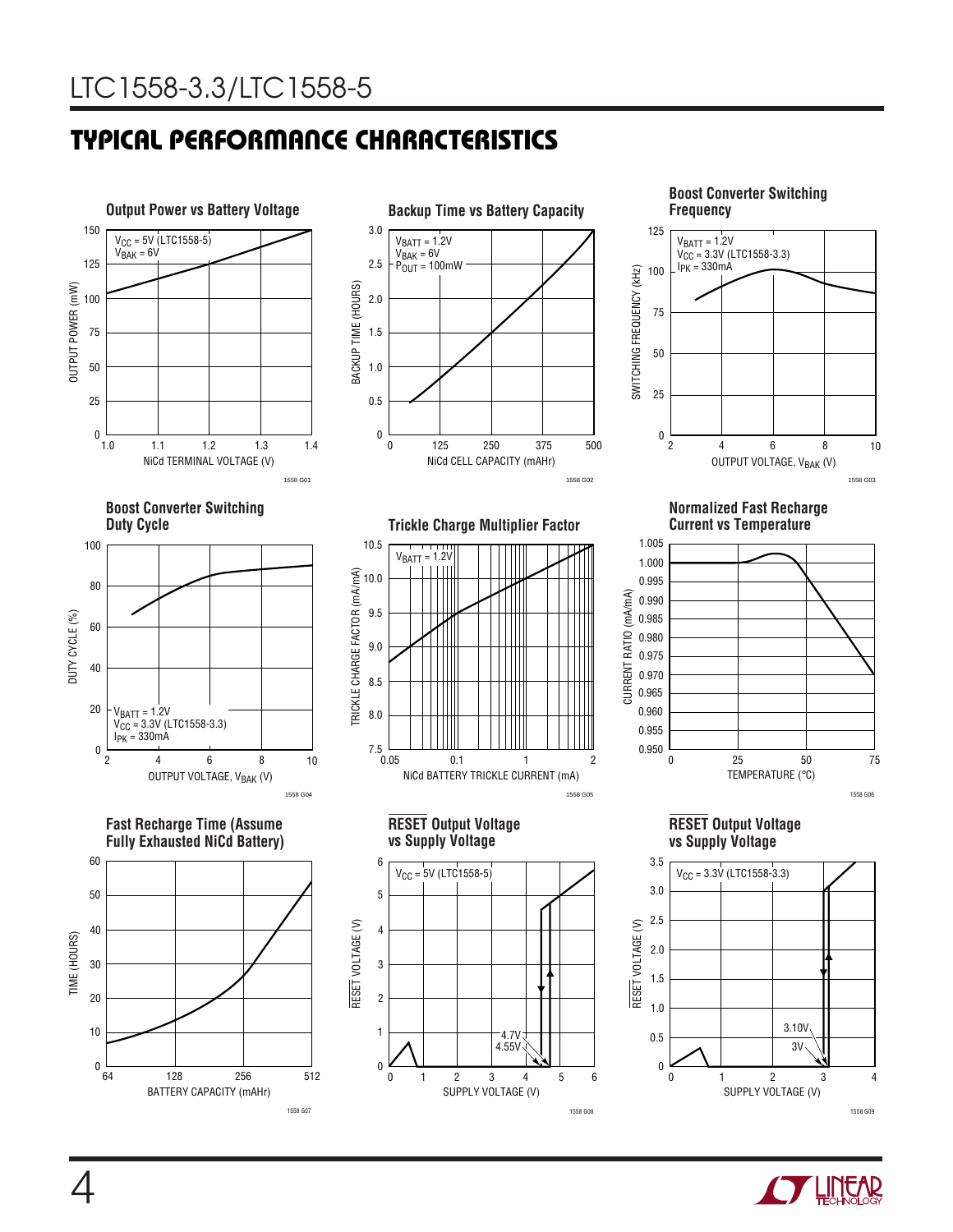## TYPICAL PERFORMANCE CHARACTERISTICS

**Output Power vs Battery Voltage**

$V_{CC}$ = 5V (LTC1558-5)
$V_{BAK}$ = 6V

OUTPUT POWER (mW) vs NiCd TERMINAL VOLTAGE (V)

1558 G01

**Backup Time vs Battery Capacity**

$V_{BATT}$ = 1.2V
$V_{BAK}$ = 6V
$P_{OUT}$ = 100mW

BACKUP TIME (HOURS) vs NiCd CELL CAPACITY (mAHr)

1558 G02

**Boost Converter Switching Frequency**

$V_{BATT}$ = 1.2V
$V_{CC}$ = 3.3V (LTC1558-3.3)
$I_{PK}$ = 330mA

SWITCHING FREQUENCY (kHz) vs OUTPUT VOLTAGE, $V_{BAK}$ (V)

1558 G03

**Boost Converter Switching Duty Cycle**

$V_{BATT}$ = 1.2V
$V_{CC}$ = 3.3V (LTC1558-3.3)
$I_{PK}$ = 330mA

DUTY CYCLE (%) vs OUTPUT VOLTAGE, $V_{BAK}$ (V)

1558 G04

**Trickle Charge Multiplier Factor**

$V_{BATT}$ = 1.2V

TRICKLE CHARGE FACTOR (mA/mA) vs NiCd BATTERY TRICKLE CURRENT (mA)

1558 G05

**Normalized Fast Recharge Current vs Temperature**

CURRENT RATIO (mA/mA) vs TEMPERATURE (°C)

1558 G06

**Fast Recharge Time (Assume Fully Exhausted NiCd Battery)**

TIME (HOURS) vs BATTERY CAPACITY (mAHr)

1558 G07

**RESET Output Voltage vs Supply Voltage**

$V_{CC}$ = 5V (LTC1558-5)

4.7V
4.55V

RESET VOLTAGE (V) vs SUPPLY VOLTAGE (V)

1558 G08

**RESET Output Voltage vs Supply Voltage**

$V_{CC}$ = 3.3V (LTC1558-3.3)

3.10V
3V

RESET VOLTAGE (V) vs SUPPLY VOLTAGE (V)

1558 G09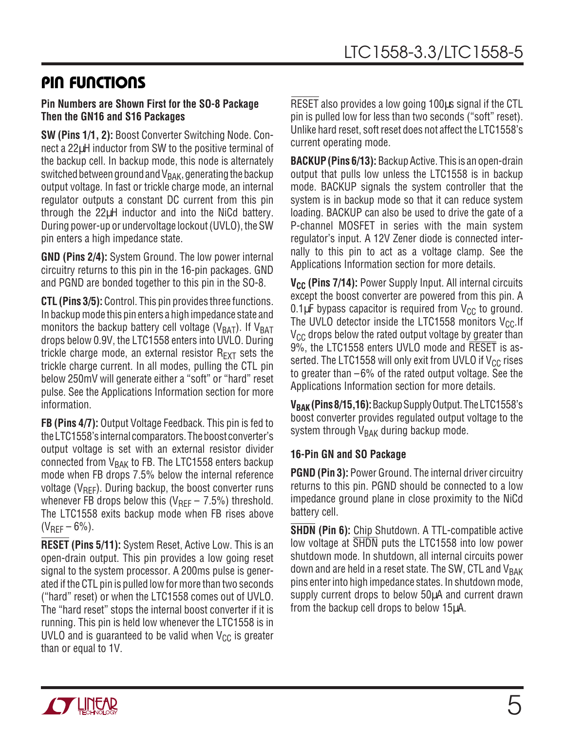## PIN FUNCTIONS

**Pin Numbers are Shown First for the SO-8 Package Then the GN16 and S16 Packages**

**SW (Pins 1/1, 2):** Boost Converter Switching Node. Connect a 22µH inductor from SW to the positive terminal of the backup cell. In backup mode, this node is alternately switched between ground and $V_{BAK}$, generating the backup output voltage. In fast or trickle charge mode, an internal regulator outputs a constant DC current from this pin through the 22µH inductor and into the NiCd battery. During power-up or undervoltage lockout (UVLO), the SW pin enters a high impedance state.

**GND (Pins 2/4):** System Ground. The low power internal circuitry returns to this pin in the 16-pin packages. GND and PGND are bonded together to this pin in the SO-8.

**CTL (Pins 3/5):** Control. This pin provides three functions. In backup mode this pin enters a high impedance state and monitors the backup battery cell voltage ($V_{BAT}$). If $V_{BAT}$ drops below 0.9V, the LTC1558 enters into UVLO. During trickle charge mode, an external resistor $R_{EXT}$ sets the trickle charge current. In all modes, pulling the CTL pin below 250mV will generate either a "soft" or "hard" reset pulse. See the Applications Information section for more information.

**FB (Pins 4/7):** Output Voltage Feedback. This pin is fed to the LTC1558's internal comparators. The boost converter's output voltage is set with an external resistor divider connected from $V_{BAK}$ to FB. The LTC1558 enters backup mode when FB drops 7.5% below the internal reference voltage ($V_{REF}$). During backup, the boost converter runs whenever FB drops below this ($V_{REF}$ – 7.5%) threshold. The LTC1558 exits backup mode when FB rises above ($V_{REF}$ – 6%).

**$\overline{\text{RESET}}$ (Pins 5/11):** System Reset, Active Low. This is an open-drain output. This pin provides a low going reset signal to the system processor. A 200ms pulse is generated if the CTL pin is pulled low for more than two seconds ("hard" reset) or when the LTC1558 comes out of UVLO. The "hard reset" stops the internal boost converter if it is running. This pin is held low whenever the LTC1558 is in UVLO and is guaranteed to be valid when $V_{CC}$ is greater than or equal to 1V.

$\overline{\text{RESET}}$ also provides a low going 100µs signal if the CTL pin is pulled low for less than two seconds ("soft" reset). Unlike hard reset, soft reset does not affect the LTC1558's current operating mode.

**BACKUP (Pins 6/13):** Backup Active. This is an open-drain output that pulls low unless the LTC1558 is in backup mode. BACKUP signals the system controller that the system is in backup mode so that it can reduce system loading. BACKUP can also be used to drive the gate of a P-channel MOSFET in series with the main system regulator's input. A 12V Zener diode is connected internally to this pin to act as a voltage clamp. See the Applications Information section for more details.

**$V_{CC}$ (Pins 7/14):** Power Supply Input. All internal circuits except the boost converter are powered from this pin. A 0.1µF bypass capacitor is required from $V_{CC}$ to ground. The UVLO detector inside the LTC1558 monitors $V_{CC}$. If $V_{CC}$ drops below the rated output voltage by greater than 9%, the LTC1558 enters UVLO mode and $\overline{\text{RESET}}$ is asserted. The LTC1558 will only exit from UVLO if $V_{CC}$ rises to greater than –6% of the rated output voltage. See the Applications Information section for more details.

**$V_{BAK}$ (Pins 8/15,16):** Backup Supply Output. The LTC1558's boost converter provides regulated output voltage to the system through $V_{BAK}$ during backup mode.

**16-Pin GN and SO Package**

**PGND (Pin 3):** Power Ground. The internal driver circuitry returns to this pin. PGND should be connected to a low impedance ground plane in close proximity to the NiCd battery cell.

**$\overline{\text{SHDN}}$ (Pin 6):** Chip Shutdown. A TTL-compatible active low voltage at $\overline{\text{SHDN}}$ puts the LTC1558 into low power shutdown mode. In shutdown, all internal circuits power down and are held in a reset state. The SW, CTL and $V_{BAK}$ pins enter into high impedance states. In shutdown mode, supply current drops to below 50µA and current drawn from the backup cell drops to below 15µA.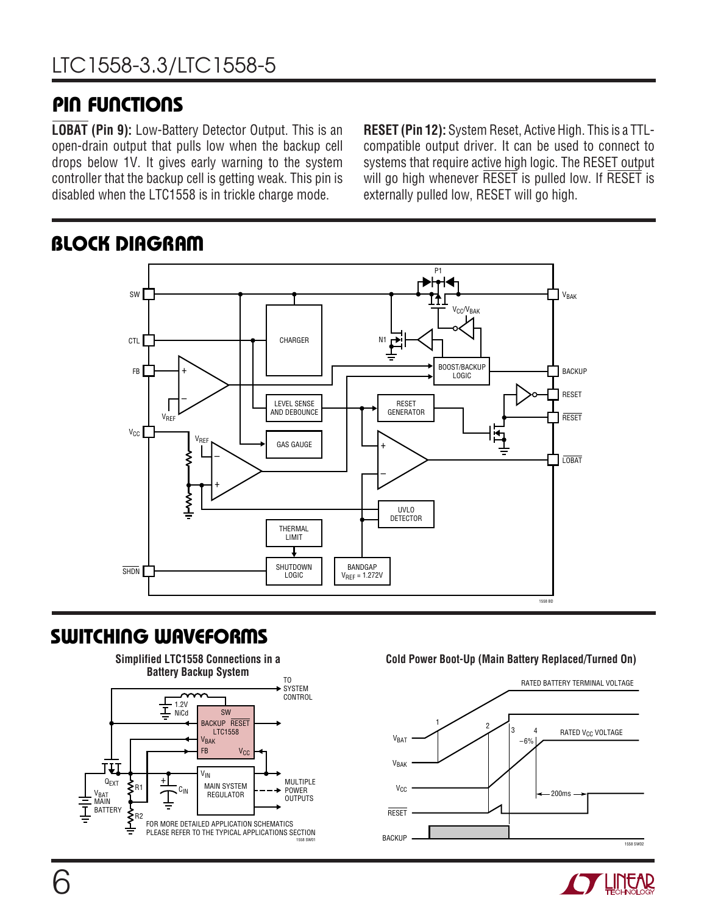## PIN FUNCTIONS

**$\overline{\text{LOBAT}}$ (Pin 9):** Low-Battery Detector Output. This is an open-drain output that pulls low when the backup cell drops below 1V. It gives early warning to the system controller that the backup cell is getting weak. This pin is disabled when the LTC1558 is in trickle charge mode.

**RESET (Pin 12):** System Reset, Active High. This is a TTL-compatible output driver. It can be used to connect to systems that require active high logic. The RESET output will go high whenever $\overline{\text{RESET}}$ is pulled low. If $\overline{\text{RESET}}$ is externally pulled low, RESET will go high.

## BLOCK DIAGRAM

## SWITCHING WAVEFORMS

**Simplified LTC1558 Connections in a Battery Backup System**

FOR MORE DETAILED APPLICATION SCHEMATICS PLEASE REFER TO THE TYPICAL APPLICATIONS SECTION

**Cold Power Boot-Up (Main Battery Replaced/Turned On)**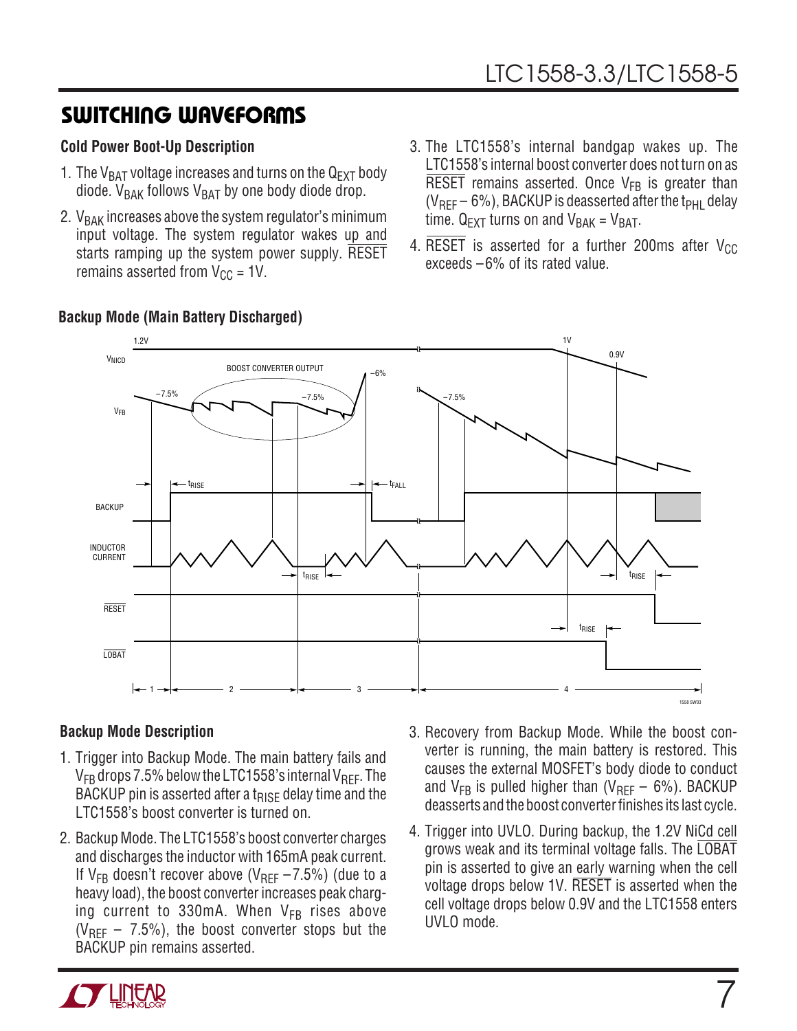## SWITCHING WAVEFORMS

### Cold Power Boot-Up Description

1. The $V_{BAT}$ voltage increases and turns on the $Q_{EXT}$ body diode. $V_{BAK}$ follows $V_{BAT}$ by one body diode drop.
2. $V_{BAK}$ increases above the system regulator's minimum input voltage. The system regulator wakes up and starts ramping up the system power supply. $\overline{RESET}$ remains asserted from $V_{CC}$ = 1V.
3. The LTC1558's internal bandgap wakes up. The LTC1558's internal boost converter does not turn on as $\overline{RESET}$ remains asserted. Once $V_{FB}$ is greater than ($V_{REF}$ – 6%), BACKUP is deasserted after the $t_{PHL}$ delay time. $Q_{EXT}$ turns on and $V_{BAK}$ = $V_{BAT}$.
4. $\overline{RESET}$ is asserted for a further 200ms after $V_{CC}$ exceeds –6% of its rated value.

### Backup Mode (Main Battery Discharged)

### Backup Mode Description

1. Trigger into Backup Mode. The main battery fails and $V_{FB}$ drops 7.5% below the LTC1558's internal $V_{REF}$. The BACKUP pin is asserted after a $t_{RISE}$ delay time and the LTC1558's boost converter is turned on.
2. Backup Mode. The LTC1558's boost converter charges and discharges the inductor with 165mA peak current. If $V_{FB}$ doesn't recover above ($V_{REF}$ –7.5%) (due to a heavy load), the boost converter increases peak charging current to 330mA. When $V_{FB}$ rises above ($V_{REF}$ – 7.5%), the boost converter stops but the BACKUP pin remains asserted.
3. Recovery from Backup Mode. While the boost converter is running, the main battery is restored. This causes the external MOSFET's body diode to conduct and $V_{FB}$ is pulled higher than ($V_{REF}$ – 6%). BACKUP deasserts and the boost converter finishes its last cycle.
4. Trigger into UVLO. During backup, the 1.2V NiCd cell grows weak and its terminal voltage falls. The $\overline{LOBAT}$ pin is asserted to give an early warning when the cell voltage drops below 1V. $\overline{RESET}$ is asserted when the cell voltage drops below 0.9V and the LTC1558 enters UVLO mode.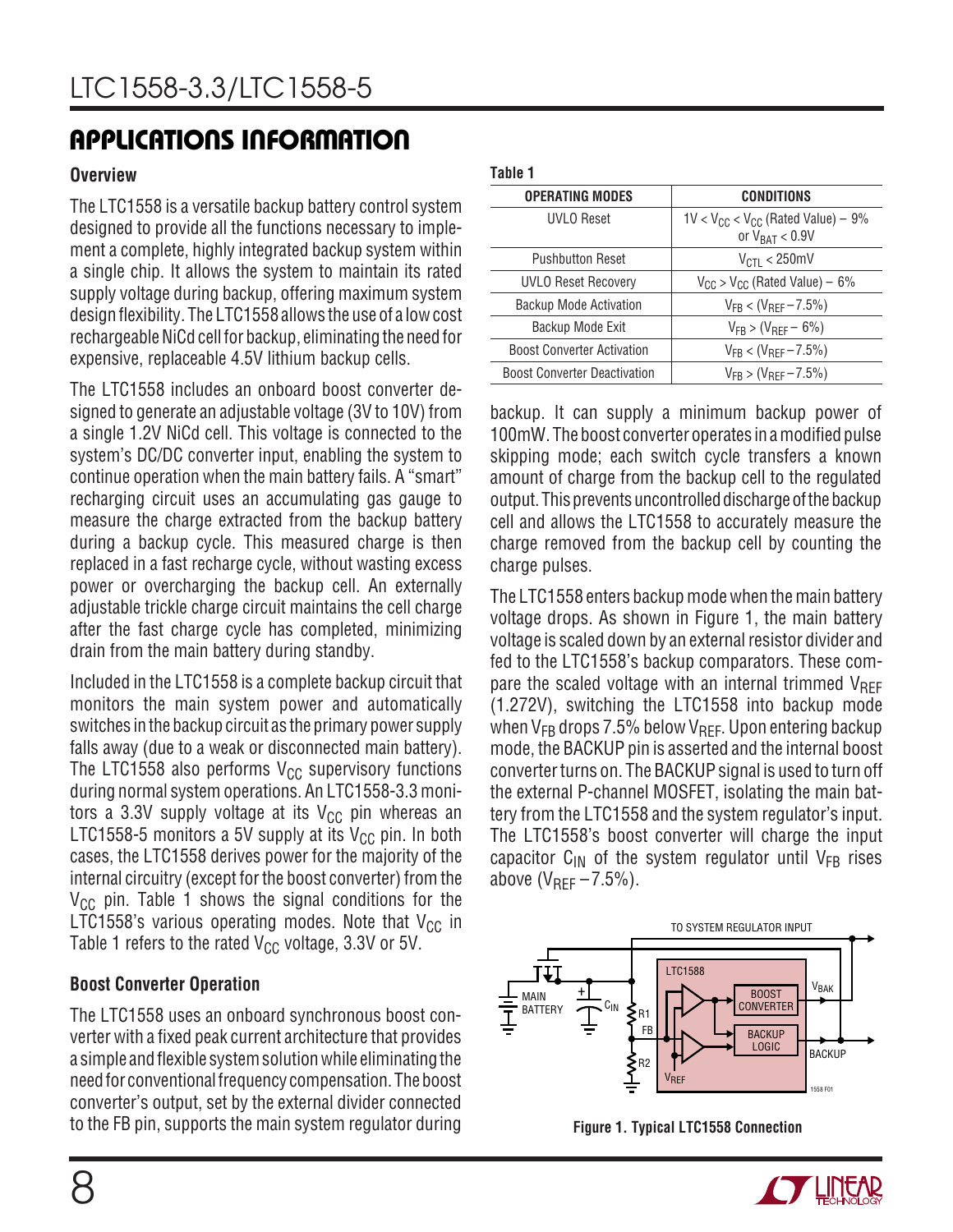## APPLICATIONS INFORMATION

### Overview

The LTC1558 is a versatile backup battery control system designed to provide all the functions necessary to implement a complete, highly integrated backup system within a single chip. It allows the system to maintain its rated supply voltage during backup, offering maximum system design flexibility. The LTC1558 allows the use of a low cost rechargeable NiCd cell for backup, eliminating the need for expensive, replaceable 4.5V lithium backup cells.

The LTC1558 includes an onboard boost converter designed to generate an adjustable voltage (3V to 10V) from a single 1.2V NiCd cell. This voltage is connected to the system's DC/DC converter input, enabling the system to continue operation when the main battery fails. A "smart" recharging circuit uses an accumulating gas gauge to measure the charge extracted from the backup battery during a backup cycle. This measured charge is then replaced in a fast recharge cycle, without wasting excess power or overcharging the backup cell. An externally adjustable trickle charge circuit maintains the cell charge after the fast charge cycle has completed, minimizing drain from the main battery during standby.

Included in the LTC1558 is a complete backup circuit that monitors the main system power and automatically switches in the backup circuit as the primary power supply falls away (due to a weak or disconnected main battery). The LTC1558 also performs $V_{CC}$ supervisory functions during normal system operations. An LTC1558-3.3 monitors a 3.3V supply voltage at its $V_{CC}$ pin whereas an LTC1558-5 monitors a 5V supply at its $V_{CC}$ pin. In both cases, the LTC1558 derives power for the majority of the internal circuitry (except for the boost converter) from the $V_{CC}$ pin. Table 1 shows the signal conditions for the LTC1558's various operating modes. Note that $V_{CC}$ in Table 1 refers to the rated $V_{CC}$ voltage, 3.3V or 5V.

### Boost Converter Operation

The LTC1558 uses an onboard synchronous boost converter with a fixed peak current architecture that provides a simple and flexible system solution while eliminating the need for conventional frequency compensation. The boost converter's output, set by the external divider connected to the FB pin, supports the main system regulator during backup. It can supply a minimum backup power of 100mW. The boost converter operates in a modified pulse skipping mode; each switch cycle transfers a known amount of charge from the backup cell to the regulated output. This prevents uncontrolled discharge of the backup cell and allows the LTC1558 to accurately measure the charge removed from the backup cell by counting the charge pulses.

**Table 1**

| OPERATING MODES | CONDITIONS |
|---|---|
| UVLO Reset | $1V < V_{CC} < V_{CC}$ (Rated Value) – 9% or $V_{BAT} < 0.9V$ |
| Pushbutton Reset | $V_{CTL} < 250mV$ |
| UVLO Reset Recovery | $V_{CC} > V_{CC}$ (Rated Value) – 6% |
| Backup Mode Activation | $V_{FB} < (V_{REF} – 7.5\%)$ |
| Backup Mode Exit | $V_{FB} > (V_{REF} – 6\%)$ |
| Boost Converter Activation | $V_{FB} < (V_{REF} – 7.5\%)$ |
| Boost Converter Deactivation | $V_{FB} > (V_{REF} – 7.5\%)$ |

The LTC1558 enters backup mode when the main battery voltage drops. As shown in Figure 1, the main battery voltage is scaled down by an external resistor divider and fed to the LTC1558's backup comparators. These compare the scaled voltage with an internal trimmed $V_{REF}$ (1.272V), switching the LTC1558 into backup mode when $V_{FB}$ drops 7.5% below $V_{REF}$. Upon entering backup mode, the BACKUP pin is asserted and the internal boost converter turns on. The BACKUP signal is used to turn off the external P-channel MOSFET, isolating the main battery from the LTC1558 and the system regulator's input. The LTC1558's boost converter will charge the input capacitor $C_{IN}$ of the system regulator until $V_{FB}$ rises above ($V_{REF}$ – 7.5%).

**Figure 1. Typical LTC1558 Connection**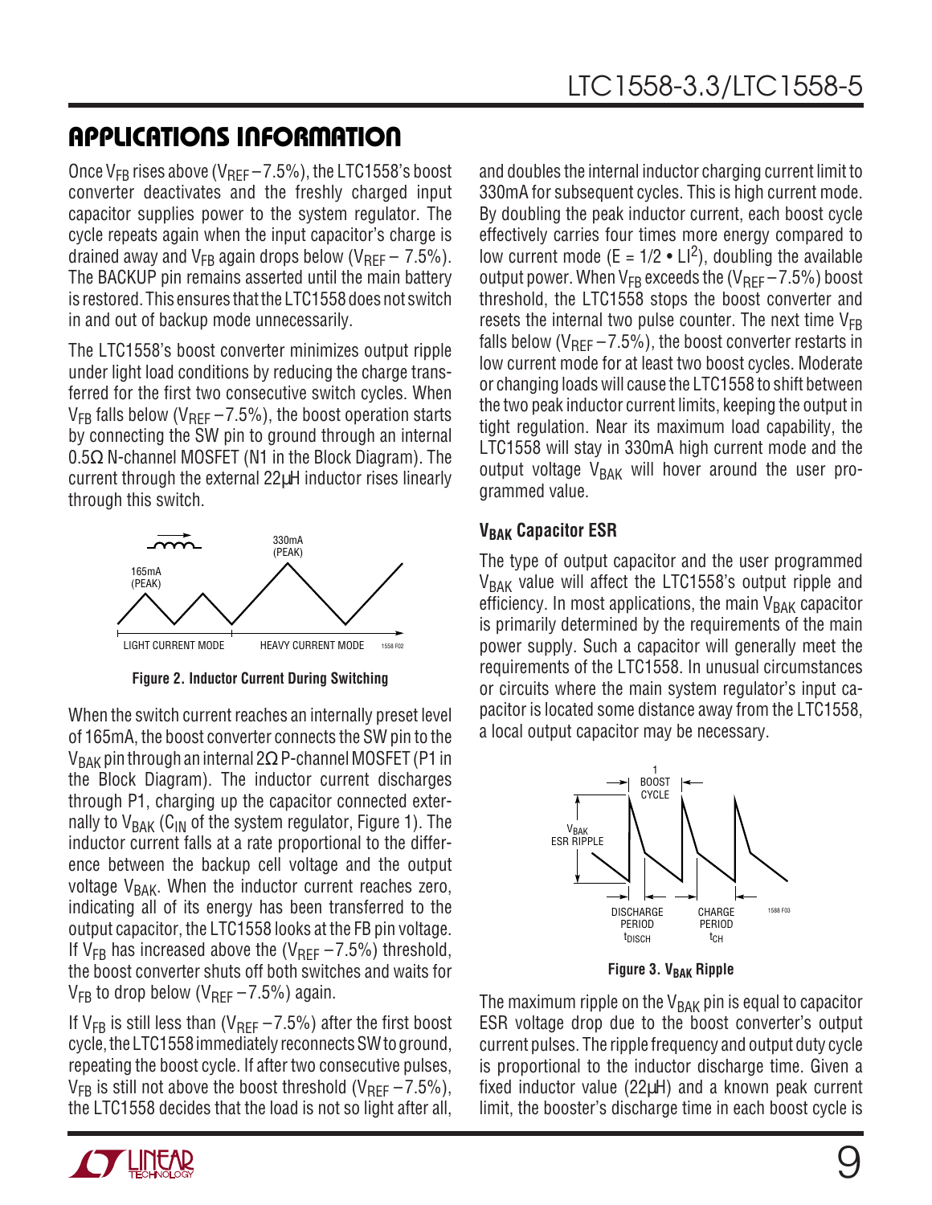## APPLICATIONS INFORMATION

Once $V_{FB}$ rises above ($V_{REF}$ – 7.5%), the LTC1558's boost converter deactivates and the freshly charged input capacitor supplies power to the system regulator. The cycle repeats again when the input capacitor's charge is drained away and $V_{FB}$ again drops below ($V_{REF}$ – 7.5%). The BACKUP pin remains asserted until the main battery is restored. This ensures that the LTC1558 does not switch in and out of backup mode unnecessarily.

The LTC1558's boost converter minimizes output ripple under light load conditions by reducing the charge transferred for the first two consecutive switch cycles. When $V_{FB}$ falls below ($V_{REF}$ – 7.5%), the boost operation starts by connecting the SW pin to ground through an internal 0.5Ω N-channel MOSFET (N1 in the Block Diagram). The current through the external 22µH inductor rises linearly through this switch.

Figure 2. Inductor Current During Switching

When the switch current reaches an internally preset level of 165mA, the boost converter connects the SW pin to the $V_{BAK}$ pin through an internal 2Ω P-channel MOSFET (P1 in the Block Diagram). The inductor current discharges through P1, charging up the capacitor connected externally to $V_{BAK}$ ($C_{IN}$ of the system regulator, Figure 1). The inductor current falls at a rate proportional to the difference between the backup cell voltage and the output voltage $V_{BAK}$. When the inductor current reaches zero, indicating all of its energy has been transferred to the output capacitor, the LTC1558 looks at the FB pin voltage. If $V_{FB}$ has increased above the ($V_{REF}$ – 7.5%) threshold, the boost converter shuts off both switches and waits for $V_{FB}$ to drop below ($V_{REF}$ – 7.5%) again.

If $V_{FB}$ is still less than ($V_{REF}$ – 7.5%) after the first boost cycle, the LTC1558 immediately reconnects SW to ground, repeating the boost cycle. If after two consecutive pulses, $V_{FB}$ is still not above the boost threshold ($V_{REF}$ – 7.5%), the LTC1558 decides that the load is not so light after all, and doubles the internal inductor charging current limit to 330mA for subsequent cycles. This is high current mode. By doubling the peak inductor current, each boost cycle effectively carries four times more energy compared to low current mode ($E = 1/2 \bullet LI^2$), doubling the available output power. When $V_{FB}$ exceeds the ($V_{REF}$ – 7.5%) boost threshold, the LTC1558 stops the boost converter and resets the internal two pulse counter. The next time $V_{FB}$ falls below ($V_{REF}$ – 7.5%), the boost converter restarts in low current mode for at least two boost cycles. Moderate or changing loads will cause the LTC1558 to shift between the two peak inductor current limits, keeping the output in tight regulation. Near its maximum load capability, the LTC1558 will stay in 330mA high current mode and the output voltage $V_{BAK}$ will hover around the user programmed value.

### $V_{BAK}$ Capacitor ESR

The type of output capacitor and the user programmed $V_{BAK}$ value will affect the LTC1558's output ripple and efficiency. In most applications, the main $V_{BAK}$ capacitor is primarily determined by the requirements of the main power supply. Such a capacitor will generally meet the requirements of the LTC1558. In unusual circumstances or circuits where the main system regulator's input capacitor is located some distance away from the LTC1558, a local output capacitor may be necessary.

Figure 3. $V_{BAK}$ Ripple

The maximum ripple on the $V_{BAK}$ pin is equal to capacitor ESR voltage drop due to the boost converter's output current pulses. The ripple frequency and output duty cycle is proportional to the inductor discharge time. Given a fixed inductor value (22µH) and a known peak current limit, the booster's discharge time in each boost cycle is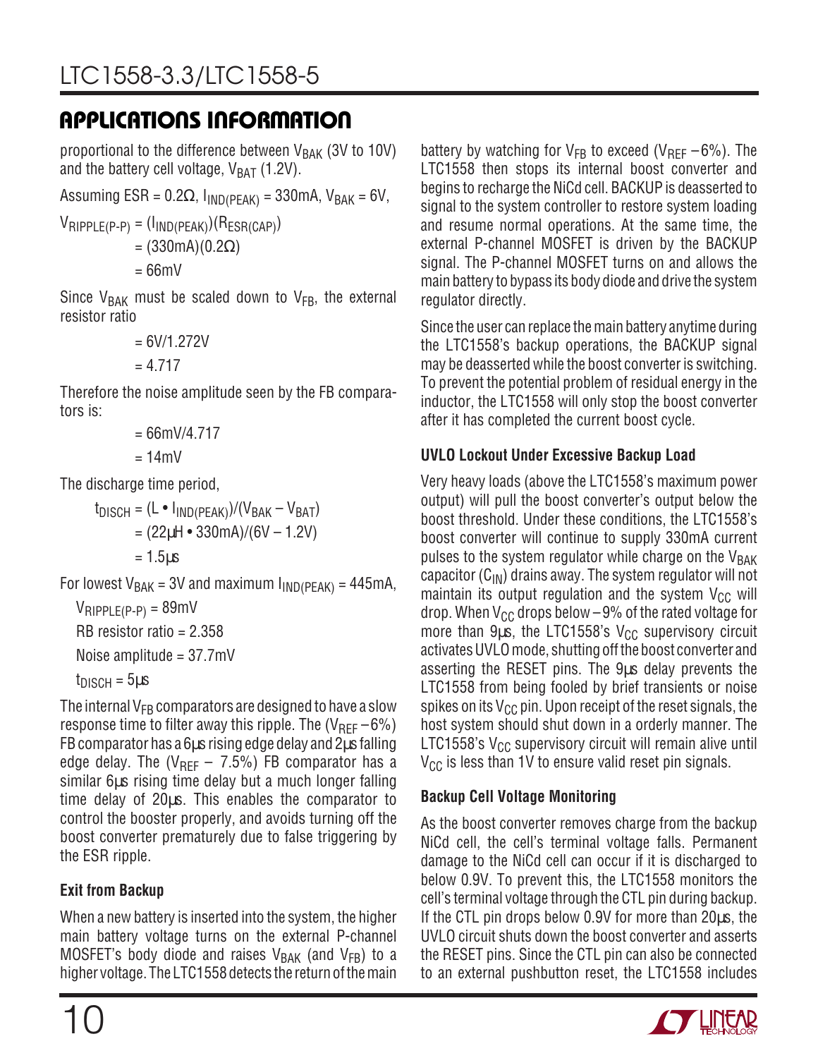## APPLICATIONS INFORMATION

proportional to the difference between $V_{BAK}$ (3V to 10V) and the battery cell voltage, $V_{BAT}$ (1.2V).

Assuming ESR = 0.2Ω, $I_{IND(PEAK)}$ = 330mA, $V_{BAK}$ = 6V,

$$V_{RIPPLE(P\text{-}P)} = (I_{IND(PEAK)})(R_{ESR(CAP)})$$
$$= (330mA)(0.2\Omega)$$
$$= 66mV$$

Since $V_{BAK}$ must be scaled down to $V_{FB}$, the external resistor ratio

$$= 6V/1.272V$$
$$= 4.717$$

Therefore the noise amplitude seen by the FB comparators is:

$$= 66mV/4.717$$
$$= 14mV$$

The discharge time period,

$$t_{DISCH} = (L \bullet I_{IND(PEAK)})/(V_{BAK} - V_{BAT})$$
$$= (22\mu H \bullet 330mA)/(6V - 1.2V)$$
$$= 1.5\mu s$$

For lowest $V_{BAK}$ = 3V and maximum $I_{IND(PEAK)}$ = 445mA,

$V_{RIPPLE(P-P)}$ = 89mV

RB resistor ratio = 2.358

Noise amplitude = 37.7mV

$t_{DISCH}$ = 5µs

The internal $V_{FB}$ comparators are designed to have a slow response time to filter away this ripple. The ($V_{REF}$ – 6%) FB comparator has a 6µs rising edge delay and 2µs falling edge delay. The ($V_{REF}$ – 7.5%) FB comparator has a similar 6µs rising time delay but a much longer falling time delay of 20µs. This enables the comparator to control the booster properly, and avoids turning off the boost converter prematurely due to false triggering by the ESR ripple.

**Exit from Backup**

When a new battery is inserted into the system, the higher main battery voltage turns on the external P-channel MOSFET's body diode and raises $V_{BAK}$ (and $V_{FB}$) to a higher voltage. The LTC1558 detects the return of the main battery by watching for $V_{FB}$ to exceed ($V_{REF}$ – 6%). The LTC1558 then stops its internal boost converter and begins to recharge the NiCd cell. BACKUP is deasserted to signal to the system controller to restore system loading and resume normal operations. At the same time, the external P-channel MOSFET is driven by the BACKUP signal. The P-channel MOSFET turns on and allows the main battery to bypass its body diode and drive the system regulator directly.

Since the user can replace the main battery anytime during the LTC1558's backup operations, the BACKUP signal may be deasserted while the boost converter is switching. To prevent the potential problem of residual energy in the inductor, the LTC1558 will only stop the boost converter after it has completed the current boost cycle.

**UVLO Lockout Under Excessive Backup Load**

Very heavy loads (above the LTC1558's maximum power output) will pull the boost converter's output below the boost threshold. Under these conditions, the LTC1558's boost converter will continue to supply 330mA current pulses to the system regulator while charge on the $V_{BAK}$ capacitor ($C_{IN}$) drains away. The system regulator will not maintain its output regulation and the system $V_{CC}$ will drop. When $V_{CC}$ drops below –9% of the rated voltage for more than 9µs, the LTC1558's $V_{CC}$ supervisory circuit activates UVLO mode, shutting off the boost converter and asserting the RESET pins. The 9µs delay prevents the LTC1558 from being fooled by brief transients or noise spikes on its $V_{CC}$ pin. Upon receipt of the reset signals, the host system should shut down in a orderly manner. The LTC1558's $V_{CC}$ supervisory circuit will remain alive until $V_{CC}$ is less than 1V to ensure valid reset pin signals.

**Backup Cell Voltage Monitoring**

As the boost converter removes charge from the backup NiCd cell, the cell's terminal voltage falls. Permanent damage to the NiCd cell can occur if it is discharged to below 0.9V. To prevent this, the LTC1558 monitors the cell's terminal voltage through the CTL pin during backup. If the CTL pin drops below 0.9V for more than 20µs, the UVLO circuit shuts down the boost converter and asserts the RESET pins. Since the CTL pin can also be connected to an external pushbutton reset, the LTC1558 includes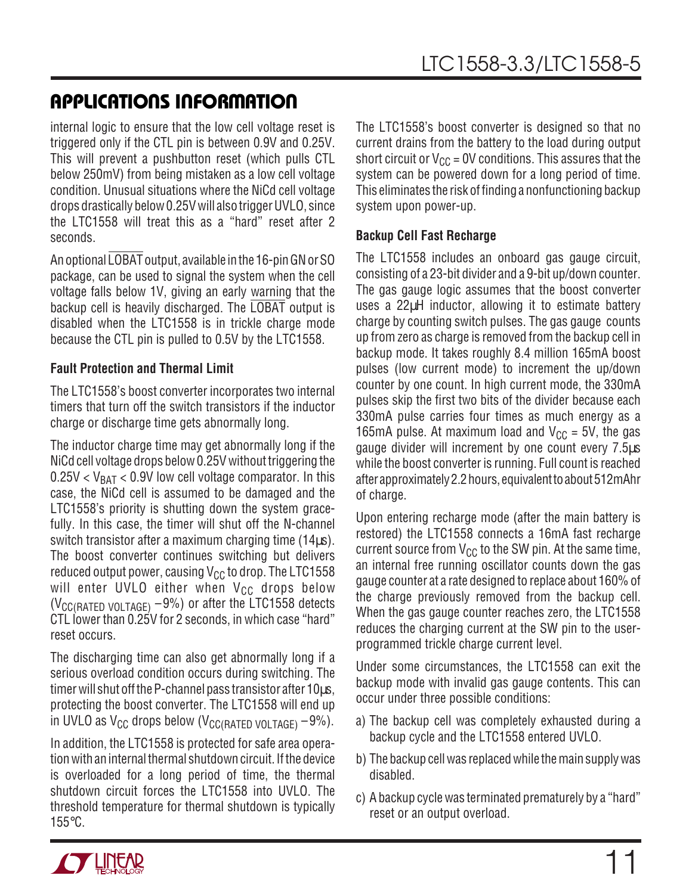## APPLICATIONS INFORMATION

internal logic to ensure that the low cell voltage reset is triggered only if the CTL pin is between 0.9V and 0.25V. This will prevent a pushbutton reset (which pulls CTL below 250mV) from being mistaken as a low cell voltage condition. Unusual situations where the NiCd cell voltage drops drastically below 0.25V will also trigger UVLO, since the LTC1558 will treat this as a "hard" reset after 2 seconds.

An optional $\overline{\text{LOBAT}}$ output, available in the 16-pin GN or SO package, can be used to signal the system when the cell voltage falls below 1V, giving an early warning that the backup cell is heavily discharged. The $\overline{\text{LOBAT}}$ output is disabled when the LTC1558 is in trickle charge mode because the CTL pin is pulled to 0.5V by the LTC1558.

**Fault Protection and Thermal Limit**

The LTC1558's boost converter incorporates two internal timers that turn off the switch transistors if the inductor charge or discharge time gets abnormally long.

The inductor charge time may get abnormally long if the NiCd cell voltage drops below 0.25V without triggering the $0.25V < V_{BAT} < 0.9V$ low cell voltage comparator. In this case, the NiCd cell is assumed to be damaged and the LTC1558's priority is shutting down the system gracefully. In this case, the timer will shut off the N-channel switch transistor after a maximum charging time (14µs). The boost converter continues switching but delivers reduced output power, causing $V_{CC}$ to drop. The LTC1558 will enter UVLO either when $V_{CC}$ drops below ($V_{CC(RATED\ VOLTAGE)}$ – 9%) or after the LTC1558 detects CTL lower than 0.25V for 2 seconds, in which case "hard" reset occurs.

The discharging time can also get abnormally long if a serious overload condition occurs during switching. The timer will shut off the P-channel pass transistor after 10µs, protecting the boost converter. The LTC1558 will end up in UVLO as $V_{CC}$ drops below ($V_{CC(RATED\ VOLTAGE)}$ – 9%).

In addition, the LTC1558 is protected for safe area operation with an internal thermal shutdown circuit. If the device is overloaded for a long period of time, the thermal shutdown circuit forces the LTC1558 into UVLO. The threshold temperature for thermal shutdown is typically 155°C.

The LTC1558's boost converter is designed so that no current drains from the battery to the load during output short circuit or $V_{CC}$ = 0V conditions. This assures that the system can be powered down for a long period of time. This eliminates the risk of finding a nonfunctioning backup system upon power-up.

**Backup Cell Fast Recharge**

The LTC1558 includes an onboard gas gauge circuit, consisting of a 23-bit divider and a 9-bit up/down counter. The gas gauge logic assumes that the boost converter uses a 22µH inductor, allowing it to estimate battery charge by counting switch pulses. The gas gauge counts up from zero as charge is removed from the backup cell in backup mode. It takes roughly 8.4 million 165mA boost pulses (low current mode) to increment the up/down counter by one count. In high current mode, the 330mA pulses skip the first two bits of the divider because each 330mA pulse carries four times as much energy as a 165mA pulse. At maximum load and $V_{CC}$ = 5V, the gas gauge divider will increment by one count every 7.5µs while the boost converter is running. Full count is reached after approximately 2.2 hours, equivalent to about 512mAhr of charge.

Upon entering recharge mode (after the main battery is restored) the LTC1558 connects a 16mA fast recharge current source from $V_{CC}$ to the SW pin. At the same time, an internal free running oscillator counts down the gas gauge counter at a rate designed to replace about 160% of the charge previously removed from the backup cell. When the gas gauge counter reaches zero, the LTC1558 reduces the charging current at the SW pin to the user-programmed trickle charge current level.

Under some circumstances, the LTC1558 can exit the backup mode with invalid gas gauge contents. This can occur under three possible conditions:

a) The backup cell was completely exhausted during a backup cycle and the LTC1558 entered UVLO.

b) The backup cell was replaced while the main supply was disabled.

c) A backup cycle was terminated prematurely by a "hard" reset or an output overload.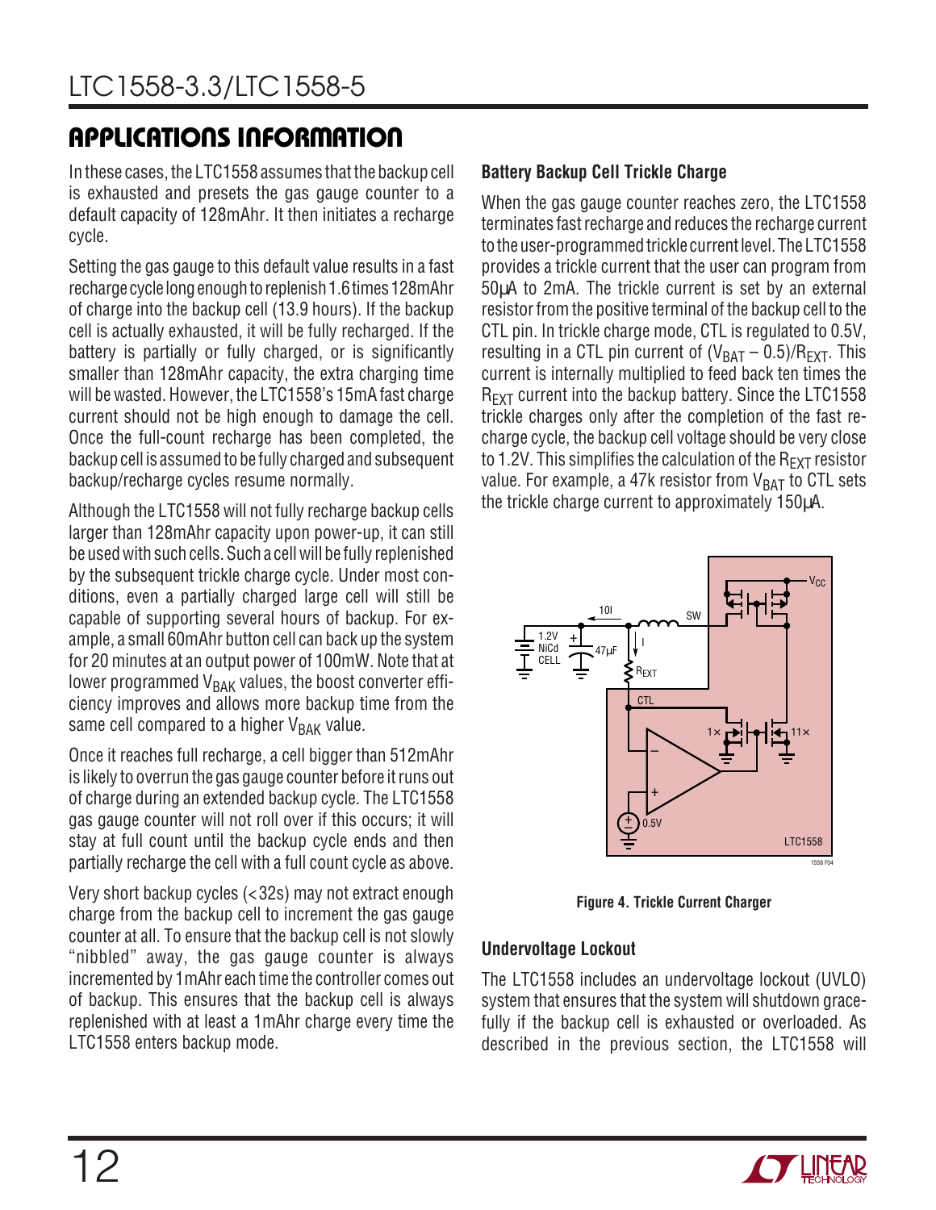## APPLICATIONS INFORMATION

In these cases, the LTC1558 assumes that the backup cell is exhausted and presets the gas gauge counter to a default capacity of 128mAhr. It then initiates a recharge cycle.

Setting the gas gauge to this default value results in a fast recharge cycle long enough to replenish 1.6 times 128mAhr of charge into the backup cell (13.9 hours). If the backup cell is actually exhausted, it will be fully recharged. If the battery is partially or fully charged, or is significantly smaller than 128mAhr capacity, the extra charging time will be wasted. However, the LTC1558's 15mA fast charge current should not be high enough to damage the cell. Once the full-count recharge has been completed, the backup cell is assumed to be fully charged and subsequent backup/recharge cycles resume normally.

Although the LTC1558 will not fully recharge backup cells larger than 128mAhr capacity upon power-up, it can still be used with such cells. Such a cell will be fully replenished by the subsequent trickle charge cycle. Under most conditions, even a partially charged large cell will still be capable of supporting several hours of backup. For example, a small 60mAhr button cell can back up the system for 20 minutes at an output power of 100mW. Note that at lower programmed $V_{BAK}$ values, the boost converter efficiency improves and allows more backup time from the same cell compared to a higher $V_{BAK}$ value.

Once it reaches full recharge, a cell bigger than 512mAhr is likely to overrun the gas gauge counter before it runs out of charge during an extended backup cycle. The LTC1558 gas gauge counter will not roll over if this occurs; it will stay at full count until the backup cycle ends and then partially recharge the cell with a full count cycle as above.

Very short backup cycles (<32s) may not extract enough charge from the backup cell to increment the gas gauge counter at all. To ensure that the backup cell is not slowly "nibbled" away, the gas gauge counter is always incremented by 1mAhr each time the controller comes out of backup. This ensures that the backup cell is always replenished with at least a 1mAhr charge every time the LTC1558 enters backup mode.

### Battery Backup Cell Trickle Charge

When the gas gauge counter reaches zero, the LTC1558 terminates fast recharge and reduces the recharge current to the user-programmed trickle current level. The LTC1558 provides a trickle current that the user can program from 50μA to 2mA. The trickle current is set by an external resistor from the positive terminal of the backup cell to the CTL pin. In trickle charge mode, CTL is regulated to 0.5V, resulting in a CTL pin current of $(V_{BAT} – 0.5)/R_{EXT}$. This current is internally multiplied to feed back ten times the $R_{EXT}$ current into the backup battery. Since the LTC1558 trickle charges only after the completion of the fast recharge cycle, the backup cell voltage should be very close to 1.2V. This simplifies the calculation of the $R_{EXT}$ resistor value. For example, a 47k resistor from $V_{BAT}$ to CTL sets the trickle charge current to approximately 150μA.

**Figure 4. Trickle Current Charger**

### Undervoltage Lockout

The LTC1558 includes an undervoltage lockout (UVLO) system that ensures that the system will shutdown gracefully if the backup cell is exhausted or overloaded. As described in the previous section, the LTC1558 will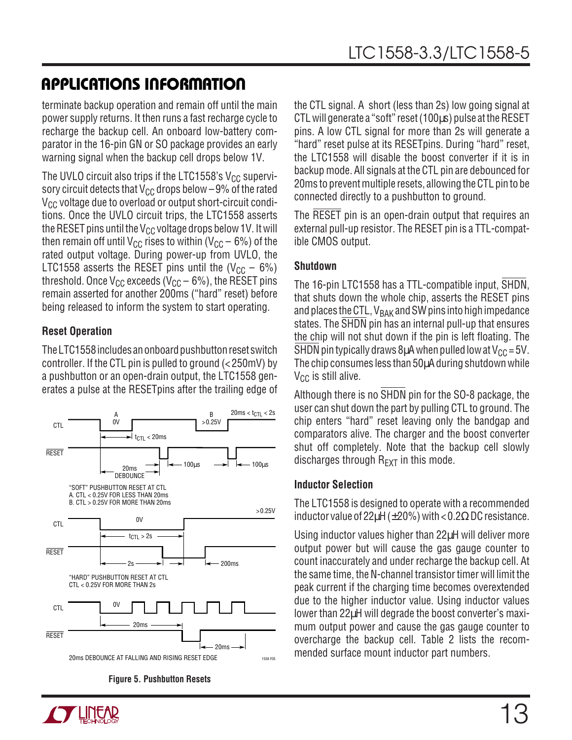## APPLICATIONS INFORMATION

terminate backup operation and remain off until the main power supply returns. It then runs a fast recharge cycle to recharge the backup cell. An onboard low-battery comparator in the 16-pin GN or SO package provides an early warning signal when the backup cell drops below 1V.

The UVLO circuit also trips if the LTC1558's $V_{CC}$ supervisory circuit detects that $V_{CC}$ drops below –9% of the rated $V_{CC}$ voltage due to overload or output short-circuit conditions. Once the UVLO circuit trips, the LTC1558 asserts the RESET pins until the $V_{CC}$ voltage drops below 1V. It will then remain off until $V_{CC}$ rises to within ($V_{CC}$ – 6%) of the rated output voltage. During power-up from UVLO, the LTC1558 asserts the RESET pins until the ($V_{CC}$ – 6%) threshold. Once $V_{CC}$ exceeds ($V_{CC}$ – 6%), the RESET pins remain asserted for another 200ms ("hard" reset) before being released to inform the system to start operating.

### Reset Operation

The LTC1558 includes an onboard pushbutton reset switch controller. If the CTL pin is pulled to ground (<250mV) by a pushbutton or an open-drain output, the LTC1558 generates a pulse at the RESETpins after the trailing edge of the CTL signal. A short (less than 2s) low going signal at CTL will generate a "soft" reset (100µs) pulse at the RESET pins. A low CTL signal for more than 2s will generate a "hard" reset pulse at its RESETpins. During "hard" reset, the LTC1558 will disable the boost converter if it is in backup mode. All signals at the CTL pin are debounced for 20ms to prevent multiple resets, allowing the CTL pin to be connected directly to a pushbutton to ground.

"SOFT" PUSHBUTTON RESET AT CTL
A. CTL < 0.25V FOR LESS THAN 20ms
B. CTL > 0.25V FOR MORE THAN 20ms

"HARD" PUSHBUTTON RESET AT CTL
CTL < 0.25V FOR MORE THAN 2s

20ms DEBOUNCE AT FALLING AND RISING RESET EDGE

**Figure 5. Pushbutton Resets**

The RESET pin is an open-drain output that requires an external pull-up resistor. The RESET pin is a TTL-compatible CMOS output.

### Shutdown

The 16-pin LTC1558 has a TTL-compatible input, SHDN, that shuts down the whole chip, asserts the RESET pins and places the CTL, $V_{BAK}$ and SW pins into high impedance states. The SHDN pin has an internal pull-up that ensures the chip will not shut down if the pin is left floating. The SHDN pin typically draws 8µA when pulled low at $V_{CC}$ = 5V. The chip consumes less than 50µA during shutdown while $V_{CC}$ is still alive.

Although there is no SHDN pin for the SO-8 package, the user can shut down the part by pulling CTL to ground. The chip enters "hard" reset leaving only the bandgap and comparators alive. The charger and the boost converter shut off completely. Note that the backup cell slowly discharges through $R_{EXT}$ in this mode.

### Inductor Selection

The LTC1558 is designed to operate with a recommended inductor value of 22µH (±20%) with < 0.2Ω DC resistance.

Using inductor values higher than 22µH will deliver more output power but will cause the gas gauge counter to count inaccurately and under recharge the backup cell. At the same time, the N-channel transistor timer will limit the peak current if the charging time becomes overextended due to the higher inductor value. Using inductor values lower than 22µH will degrade the boost converter's maximum output power and cause the gas gauge counter to overcharge the backup cell. Table 2 lists the recommended surface mount inductor part numbers.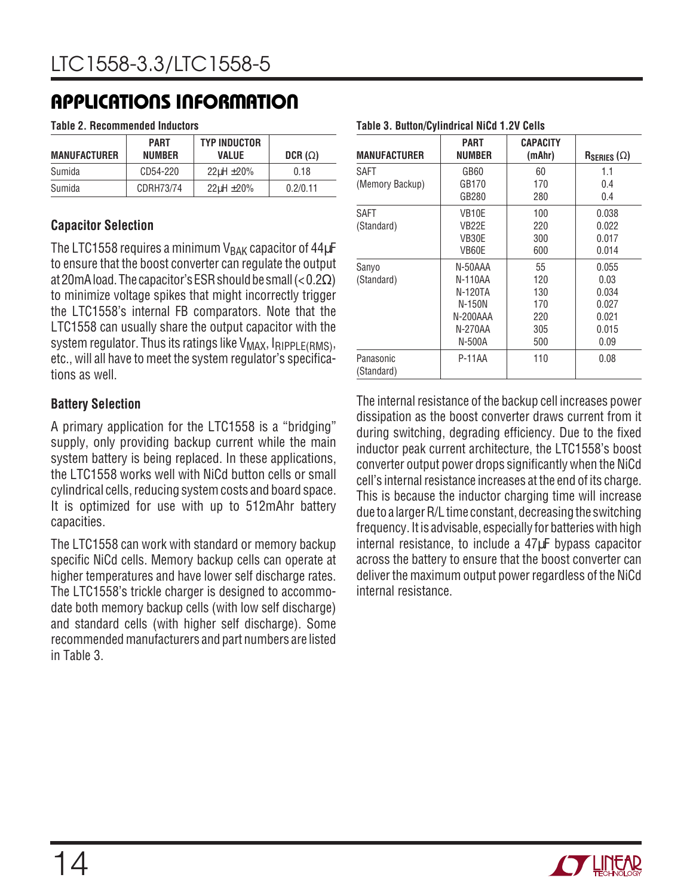## APPLICATIONS INFORMATION

**Table 2. Recommended Inductors**

| MANUFACTURER | PART NUMBER | TYP INDUCTOR VALUE | DCR (Ω) |
|---|---|---|---|
| Sumida | CD54-220 | 22µH ±20% | 0.18 |
| Sumida | CDRH73/74 | 22µH ±20% | 0.2/0.11 |

### Capacitor Selection

The LTC1558 requires a minimum $V_{BAK}$ capacitor of 44µF to ensure that the boost converter can regulate the output at 20mA load. The capacitor's ESR should be small (< 0.2Ω) to minimize voltage spikes that might incorrectly trigger the LTC1558's internal FB comparators. Note that the LTC1558 can usually share the output capacitor with the system regulator. Thus its ratings like $V_{MAX}$, $I_{RIPPLE(RMS)}$, etc., will all have to meet the system regulator's specifications as well.

### Battery Selection

A primary application for the LTC1558 is a "bridging" supply, only providing backup current while the main system battery is being replaced. In these applications, the LTC1558 works well with NiCd button cells or small cylindrical cells, reducing system costs and board space. It is optimized for use with up to 512mAhr battery capacities.

The LTC1558 can work with standard or memory backup specific NiCd cells. Memory backup cells can operate at higher temperatures and have lower self discharge rates. The LTC1558's trickle charger is designed to accommodate both memory backup cells (with low self discharge) and standard cells (with higher self discharge). Some recommended manufacturers and part numbers are listed in Table 3.

**Table 3. Button/Cylindrical NiCd 1.2V Cells**

| MANUFACTURER | PART NUMBER | CAPACITY (mAhr) | $R_{SERIES}$ (Ω) |
|---|---|---|---|
| SAFT (Memory Backup) | GB60 | 60 | 1.1 |
| | GB170 | 170 | 0.4 |
| | GB280 | 280 | 0.4 |
| SAFT (Standard) | VB10E | 100 | 0.038 |
| | VB22E | 220 | 0.022 |
| | VB30E | 300 | 0.017 |
| | VB60E | 600 | 0.014 |
| Sanyo (Standard) | N-50AAA | 55 | 0.055 |
| | N-110AA | 120 | 0.03 |
| | N-120TA | 130 | 0.034 |
| | N-150N | 170 | 0.027 |
| | N-200AAA | 220 | 0.021 |
| | N-270AA | 305 | 0.015 |
| | N-500A | 500 | 0.09 |
| Panasonic (Standard) | P-11AA | 110 | 0.08 |

The internal resistance of the backup cell increases power dissipation as the boost converter draws current from it during switching, degrading efficiency. Due to the fixed inductor peak current architecture, the LTC1558's boost converter output power drops significantly when the NiCd cell's internal resistance increases at the end of its charge. This is because the inductor charging time will increase due to a larger R/L time constant, decreasing the switching frequency. It is advisable, especially for batteries with high internal resistance, to include a 47µF bypass capacitor across the battery to ensure that the boost converter can deliver the maximum output power regardless of the NiCd internal resistance.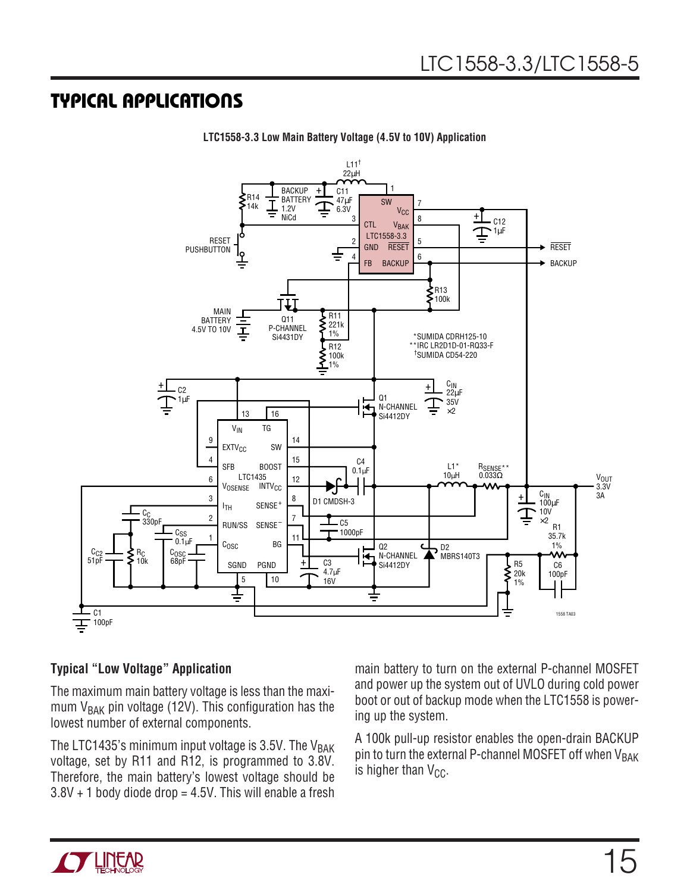## TYPICAL APPLICATIONS

**LTC1558-3.3 Low Main Battery Voltage (4.5V to 10V) Application**

*SUMIDA CDRH125-10
**IRC LR2D1D-01-RQ33-F
†SUMIDA CD54-220

### Typical "Low Voltage" Application

The maximum main battery voltage is less than the maximum $V_{BAK}$ pin voltage (12V). This configuration has the lowest number of external components.

The LTC1435's minimum input voltage is 3.5V. The $V_{BAK}$ voltage, set by R11 and R12, is programmed to 3.8V. Therefore, the main battery's lowest voltage should be 3.8V + 1 body diode drop = 4.5V. This will enable a fresh main battery to turn on the external P-channel MOSFET and power up the system out of UVLO during cold power boot or out of backup mode when the LTC1558 is powering up the system.

A 100k pull-up resistor enables the open-drain BACKUP pin to turn the external P-channel MOSFET off when $V_{BAK}$ is higher than $V_{CC}$.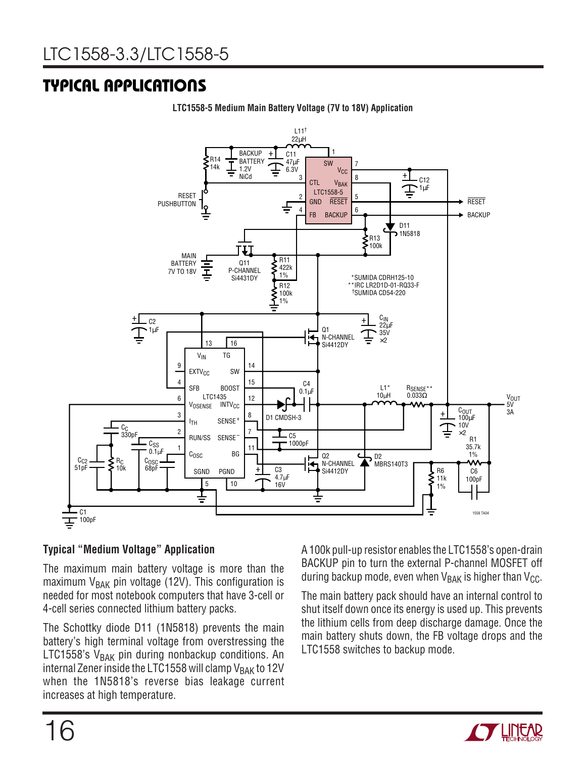## TYPICAL APPLICATIONS

**LTC1558-5 Medium Main Battery Voltage (7V to 18V) Application**

### Typical "Medium Voltage" Application

The maximum main battery voltage is more than the maximum $V_{BAK}$ pin voltage (12V). This configuration is needed for most notebook computers that have 3-cell or 4-cell series connected lithium battery packs.

The Schottky diode D11 (1N5818) prevents the main battery's high terminal voltage from overstressing the LTC1558's $V_{BAK}$ pin during nonbackup conditions. An internal Zener inside the LTC1558 will clamp $V_{BAK}$ to 12V when the 1N5818's reverse bias leakage current increases at high temperature.

A 100k pull-up resistor enables the LTC1558's open-drain BACKUP pin to turn the external P-channel MOSFET off during backup mode, even when $V_{BAK}$ is higher than $V_{CC}$.

The main battery pack should have an internal control to shut itself down once its energy is used up. This prevents the lithium cells from deep discharge damage. Once the main battery shuts down, the FB voltage drops and the LTC1558 switches to backup mode.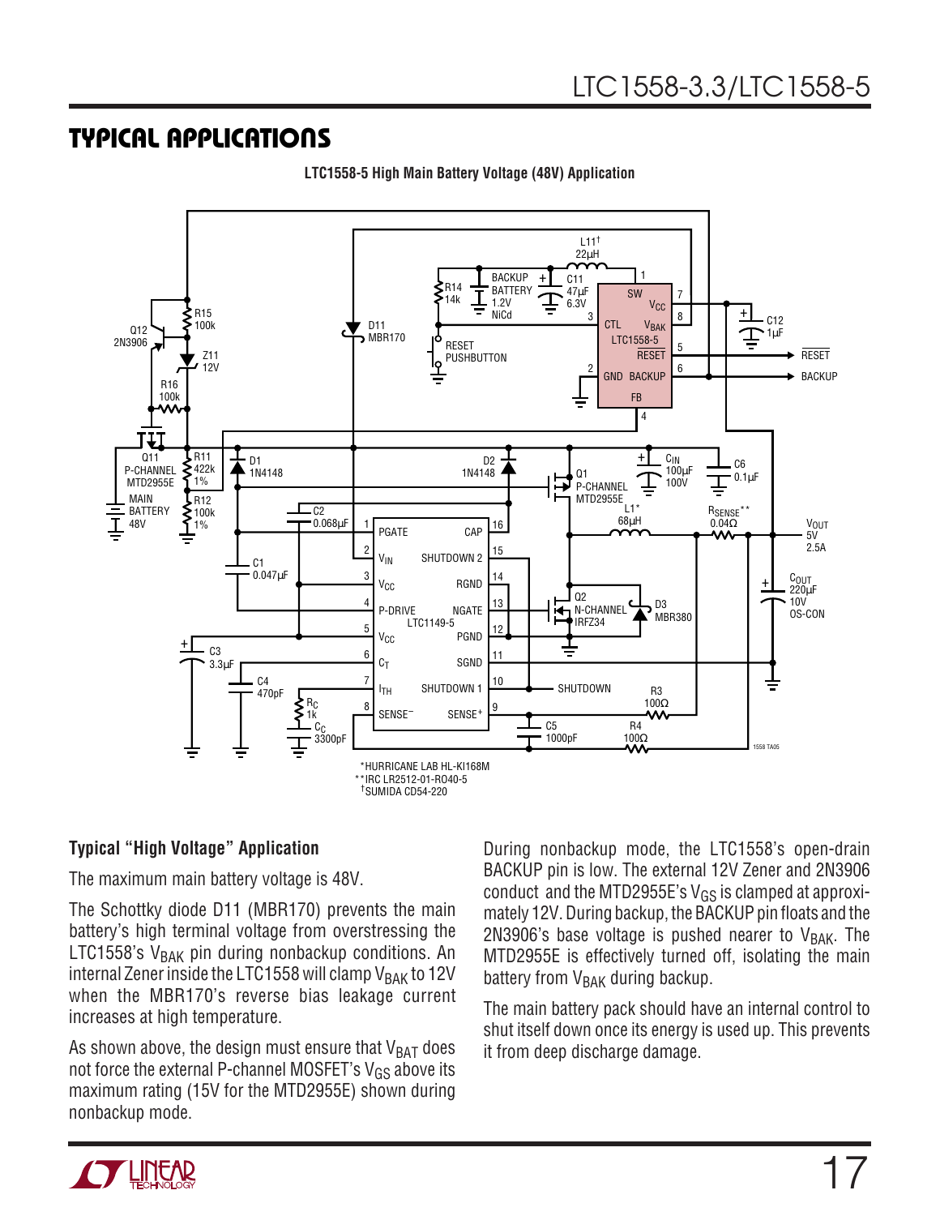## TYPICAL APPLICATIONS

**LTC1558-5 High Main Battery Voltage (48V) Application**

*HURRICANE LAB HL-KI168M
**IRC LR2512-01-R040-5
†SUMIDA CD54-220

### Typical "High Voltage" Application

The maximum main battery voltage is 48V.

The Schottky diode D11 (MBR170) prevents the main battery's high terminal voltage from overstressing the LTC1558's $V_{BAK}$ pin during nonbackup conditions. An internal Zener inside the LTC1558 will clamp $V_{BAK}$ to 12V when the MBR170's reverse bias leakage current increases at high temperature.

As shown above, the design must ensure that $V_{BAT}$ does not force the external P-channel MOSFET's $V_{GS}$ above its maximum rating (15V for the MTD2955E) shown during nonbackup mode.

During nonbackup mode, the LTC1558's open-drain BACKUP pin is low. The external 12V Zener and 2N3906 conduct and the MTD2955E's $V_{GS}$ is clamped at approximately 12V. During backup, the BACKUP pin floats and the 2N3906's base voltage is pushed nearer to $V_{BAK}$. The MTD2955E is effectively turned off, isolating the main battery from $V_{BAK}$ during backup.

The main battery pack should have an internal control to shut itself down once its energy is used up. This prevents it from deep discharge damage.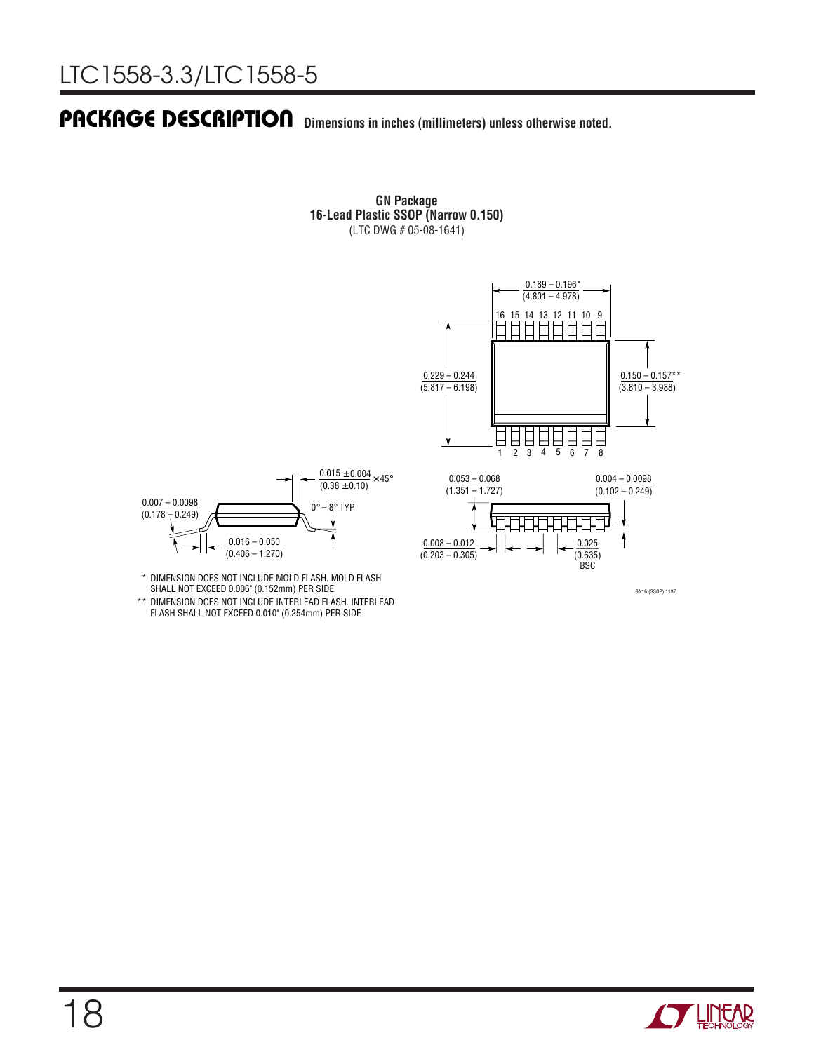## PACKAGE DESCRIPTION

Dimensions in inches (millimeters) unless otherwise noted.

**GN Package**
**16-Lead Plastic SSOP (Narrow 0.150)**
(LTC DWG # 05-08-1641)

0.189 – 0.196*
(4.801 – 4.978)

16 15 14 13 12 11 10 9

0.229 – 0.244
(5.817 – 6.198)

0.150 – 0.157**
(3.810 – 3.988)

1 2 3 4 5 6 7 8

0.015 ±0.004
(0.38 ±0.10) × 45°

0.007 – 0.0098
(0.178 – 0.249)

0° – 8° TYP

0.016 – 0.050
(0.406 – 1.270)

0.053 – 0.068
(1.351 – 1.727)

0.004 – 0.0098
(0.102 – 0.249)

0.008 – 0.012
(0.203 – 0.305)

0.025
(0.635)
BSC

\* DIMENSION DOES NOT INCLUDE MOLD FLASH. MOLD FLASH SHALL NOT EXCEED 0.006" (0.152mm) PER SIDE

\*\* DIMENSION DOES NOT INCLUDE INTERLEAD FLASH. INTERLEAD FLASH SHALL NOT EXCEED 0.010" (0.254mm) PER SIDE

GN16 (SSOP) 1197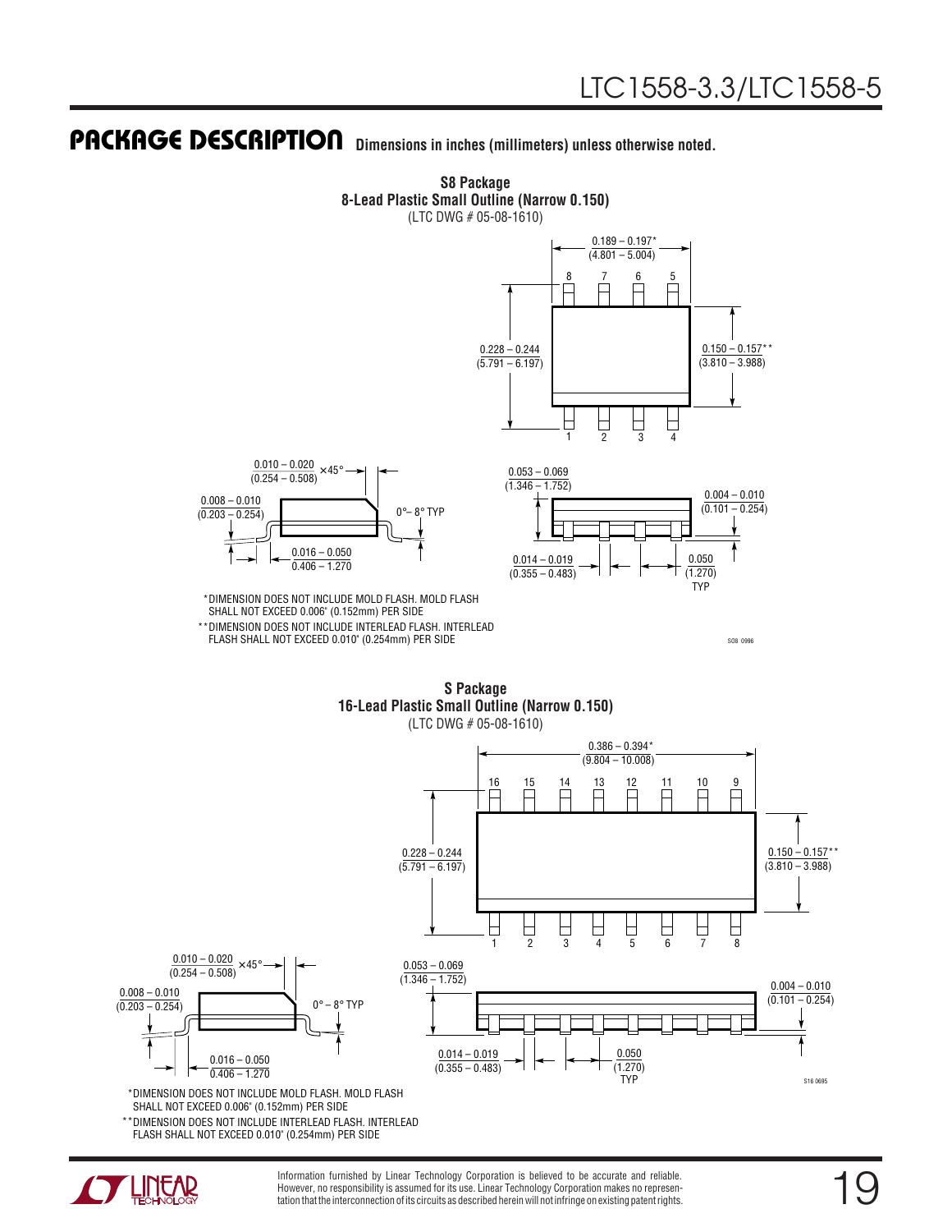## PACKAGE DESCRIPTION

Dimensions in inches (millimeters) unless otherwise noted.

**S8 Package**
**8-Lead Plastic Small Outline (Narrow 0.150)**
(LTC DWG # 05-08-1610)

0.189 – 0.197*
(4.801 – 5.004)

0.228 – 0.244
(5.791 – 6.197)

0.150 – 0.157**
(3.810 – 3.988)

0.010 – 0.020 × 45°
(0.254 – 0.508)

0.008 – 0.010
(0.203 – 0.254)

0°– 8° TYP

0.016 – 0.050
0.406 – 1.270

0.053 – 0.069
(1.346 – 1.752)

0.004 – 0.010
(0.101 – 0.254)

0.014 – 0.019
(0.355 – 0.483)

0.050
(1.270)
TYP

*DIMENSION DOES NOT INCLUDE MOLD FLASH. MOLD FLASH SHALL NOT EXCEED 0.006" (0.152mm) PER SIDE

**DIMENSION DOES NOT INCLUDE INTERLEAD FLASH. INTERLEAD FLASH SHALL NOT EXCEED 0.010" (0.254mm) PER SIDE

SO8 0996

**S Package**
**16-Lead Plastic Small Outline (Narrow 0.150)**
(LTC DWG # 05-08-1610)

0.386 – 0.394*
(9.804 – 10.008)

0.228 – 0.244
(5.791 – 6.197)

0.150 – 0.157**
(3.810 – 3.988)

0.010 – 0.020 × 45°
(0.254 – 0.508)

0.008 – 0.010
(0.203 – 0.254)

0° – 8° TYP

0.016 – 0.050
0.406 – 1.270

0.053 – 0.069
(1.346 – 1.752)

0.004 – 0.010
(0.101 – 0.254)

0.014 – 0.019
(0.355 – 0.483)

0.050
(1.270)
TYP

*DIMENSION DOES NOT INCLUDE MOLD FLASH. MOLD FLASH SHALL NOT EXCEED 0.006" (0.152mm) PER SIDE

**DIMENSION DOES NOT INCLUDE INTERLEAD FLASH. INTERLEAD FLASH SHALL NOT EXCEED 0.010" (0.254mm) PER SIDE

S16 0695

Information furnished by Linear Technology Corporation is believed to be accurate and reliable. However, no responsibility is assumed for its use. Linear Technology Corporation makes no representation that the interconnection of its circuits as described herein will not infringe on existing patent rights.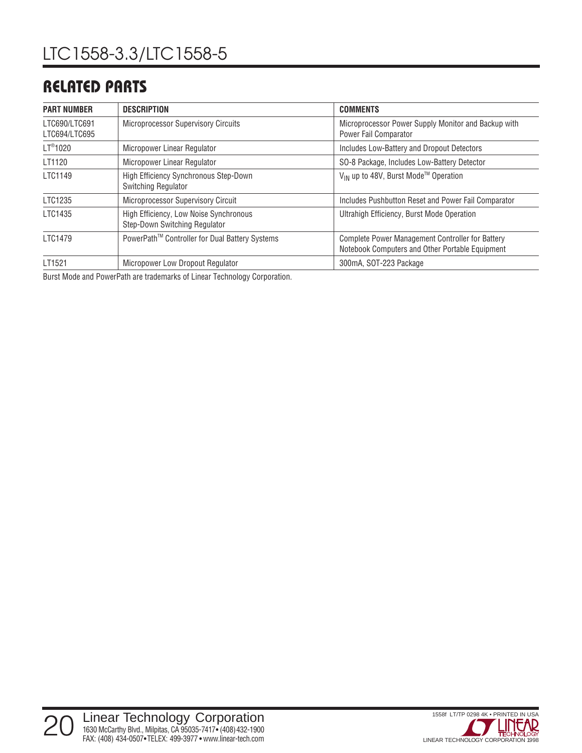## RELATED PARTS

| PART NUMBER | DESCRIPTION | COMMENTS |
|---|---|---|
| LTC690/LTC691 LTC694/LTC695 | Microprocessor Supervisory Circuits | Microprocessor Power Supply Monitor and Backup with Power Fail Comparator |
| LT®1020 | Micropower Linear Regulator | Includes Low-Battery and Dropout Detectors |
| LT1120 | Micropower Linear Regulator | SO-8 Package, Includes Low-Battery Detector |
| LTC1149 | High Efficiency Synchronous Step-Down Switching Regulator | $V_{IN}$ up to 48V, Burst Mode™ Operation |
| LTC1235 | Microprocessor Supervisory Circuit | Includes Pushbutton Reset and Power Fail Comparator |
| LTC1435 | High Efficiency, Low Noise Synchronous Step-Down Switching Regulator | Ultrahigh Efficiency, Burst Mode Operation |
| LTC1479 | PowerPath™ Controller for Dual Battery Systems | Complete Power Management Controller for Battery Notebook Computers and Other Portable Equipment |
| LT1521 | Micropower Low Dropout Regulator | 300mA, SOT-223 Package |

Burst Mode and PowerPath are trademarks of Linear Technology Corporation.

Linear Technology Corporation
1630 McCarthy Blvd., Milpitas, CA 95035-7417 • (408) 432-1900
FAX: (408) 434-0507 • TELEX: 499-3977 • www.linear-tech.com

1558f LT/TP 0298 4K • PRINTED IN USA

LINEAR TECHNOLOGY CORPORATION 1998